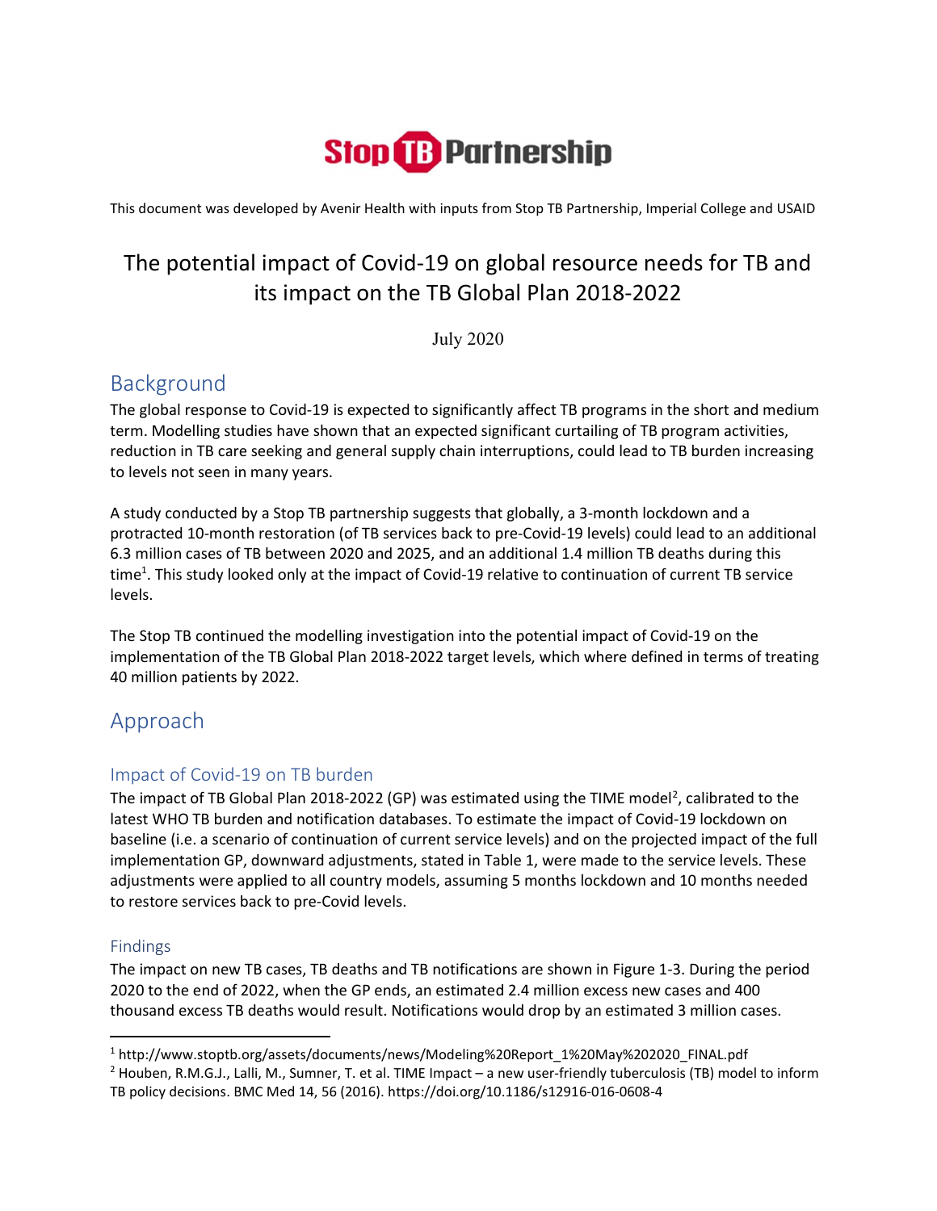Stop TB Partnership

This document was developed by Avenir Health with inputs from Stop TB Partnership, Imperial College and USAID

# The potential impact of Covid-19 on global resource needs for TB and its impact on the TB Global Plan 2018-2022

July 2020

## Background

The global response to Covid-19 is expected to significantly affect TB programs in the short and medium term. Modelling studies have shown that an expected significant curtailing of TB program activities, reduction in TB care seeking and general supply chain interruptions, could lead to TB burden increasing to levels not seen in many years.

A study conducted by a Stop TB partnership suggests that globally, a 3-month lockdown and a protracted 10-month restoration (of TB services back to pre-Covid-19 levels) could lead to an additional 6.3 million cases of TB between 2020 and 2025, and an additional 1.4 million TB deaths during this time[1]. This study looked only at the impact of Covid-19 relative to continuation of current TB service levels.

The Stop TB continued the modelling investigation into the potential impact of Covid-19 on the implementation of the TB Global Plan 2018-2022 target levels, which where defined in terms of treating 40 million patients by 2022.

## Approach

### Impact of Covid-19 on TB burden

The impact of TB Global Plan 2018-2022 (GP) was estimated using the TIME model[2], calibrated to the latest WHO TB burden and notification databases. To estimate the impact of Covid-19 lockdown on baseline (i.e. a scenario of continuation of current service levels) and on the projected impact of the full implementation GP, downward adjustments, stated in Table 1, were made to the service levels. These adjustments were applied to all country models, assuming 5 months lockdown and 10 months needed to restore services back to pre-Covid levels.

#### Findings

The impact on new TB cases, TB deaths and TB notifications are shown in Figure 1-3. During the period 2020 to the end of 2022, when the GP ends, an estimated 2.4 million excess new cases and 400 thousand excess TB deaths would result. Notifications would drop by an estimated 3 million cases.

[1] http://www.stoptb.org/assets/documents/news/Modeling%20Report_1%20May%202020_FINAL.pdf

[2] Houben, R.M.G.J., Lalli, M., Sumner, T. et al. TIME Impact – a new user-friendly tuberculosis (TB) model to inform TB policy decisions. BMC Med 14, 56 (2016). https://doi.org/10.1186/s12916-016-0608-4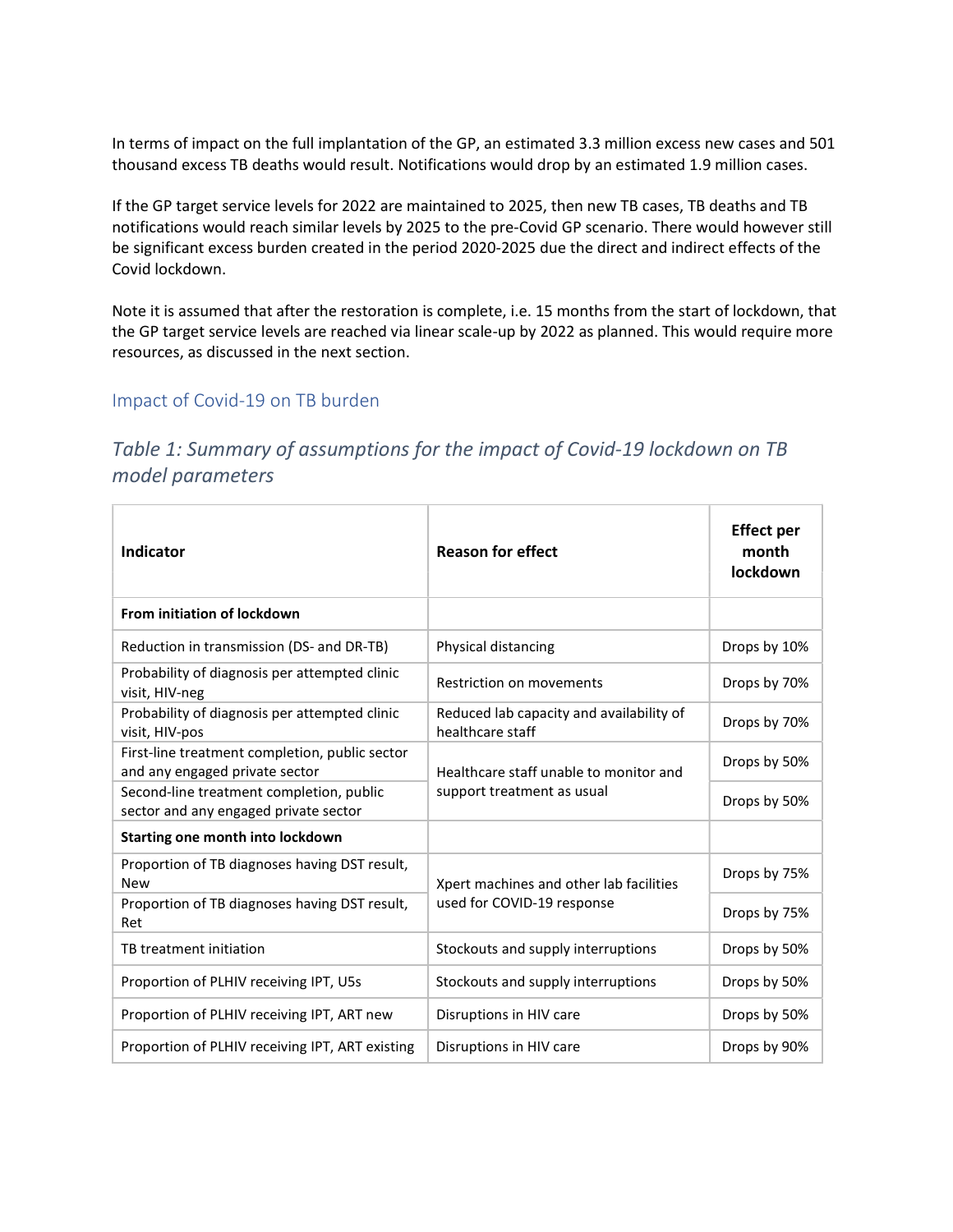In terms of impact on the full implantation of the GP, an estimated 3.3 million excess new cases and 501 thousand excess TB deaths would result. Notifications would drop by an estimated 1.9 million cases.

If the GP target service levels for 2022 are maintained to 2025, then new TB cases, TB deaths and TB notifications would reach similar levels by 2025 to the pre-Covid GP scenario. There would however still be significant excess burden created in the period 2020-2025 due the direct and indirect effects of the Covid lockdown.

Note it is assumed that after the restoration is complete, i.e. 15 months from the start of lockdown, that the GP target service levels are reached via linear scale-up by 2022 as planned. This would require more resources, as discussed in the next section.

## Impact of Covid-19 on TB burden

### *Table 1: Summary of assumptions for the impact of Covid-19 lockdown on TB model parameters*

| Indicator | Reason for effect | Effect per month lockdown |
|---|---|---|
| **From initiation of lockdown** | | |
| Reduction in transmission (DS- and DR-TB) | Physical distancing | Drops by 10% |
| Probability of diagnosis per attempted clinic visit, HIV-neg | Restriction on movements | Drops by 70% |
| Probability of diagnosis per attempted clinic visit, HIV-pos | Reduced lab capacity and availability of healthcare staff | Drops by 70% |
| First-line treatment completion, public sector and any engaged private sector | Healthcare staff unable to monitor and support treatment as usual | Drops by 50% |
| Second-line treatment completion, public sector and any engaged private sector | | Drops by 50% |
| **Starting one month into lockdown** | | |
| Proportion of TB diagnoses having DST result, New | Xpert machines and other lab facilities used for COVID-19 response | Drops by 75% |
| Proportion of TB diagnoses having DST result, Ret | | Drops by 75% |
| TB treatment initiation | Stockouts and supply interruptions | Drops by 50% |
| Proportion of PLHIV receiving IPT, U5s | Stockouts and supply interruptions | Drops by 50% |
| Proportion of PLHIV receiving IPT, ART new | Disruptions in HIV care | Drops by 50% |
| Proportion of PLHIV receiving IPT, ART existing | Disruptions in HIV care | Drops by 90% |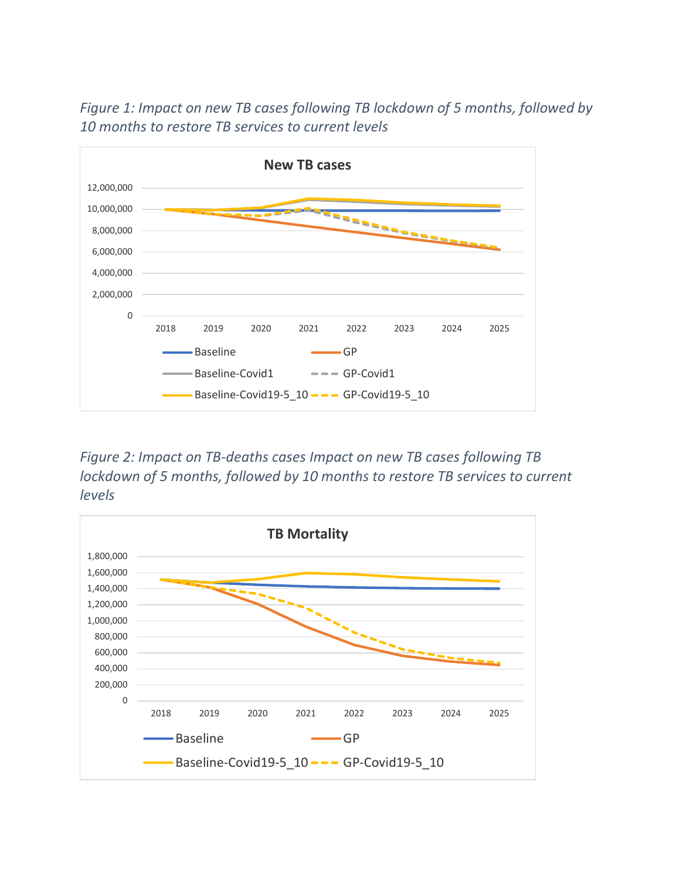*Figure 1: Impact on new TB cases following TB lockdown of 5 months, followed by 10 months to restore TB services to current levels*

*Figure 2: Impact on TB-deaths cases Impact on new TB cases following TB lockdown of 5 months, followed by 10 months to restore TB services to current levels*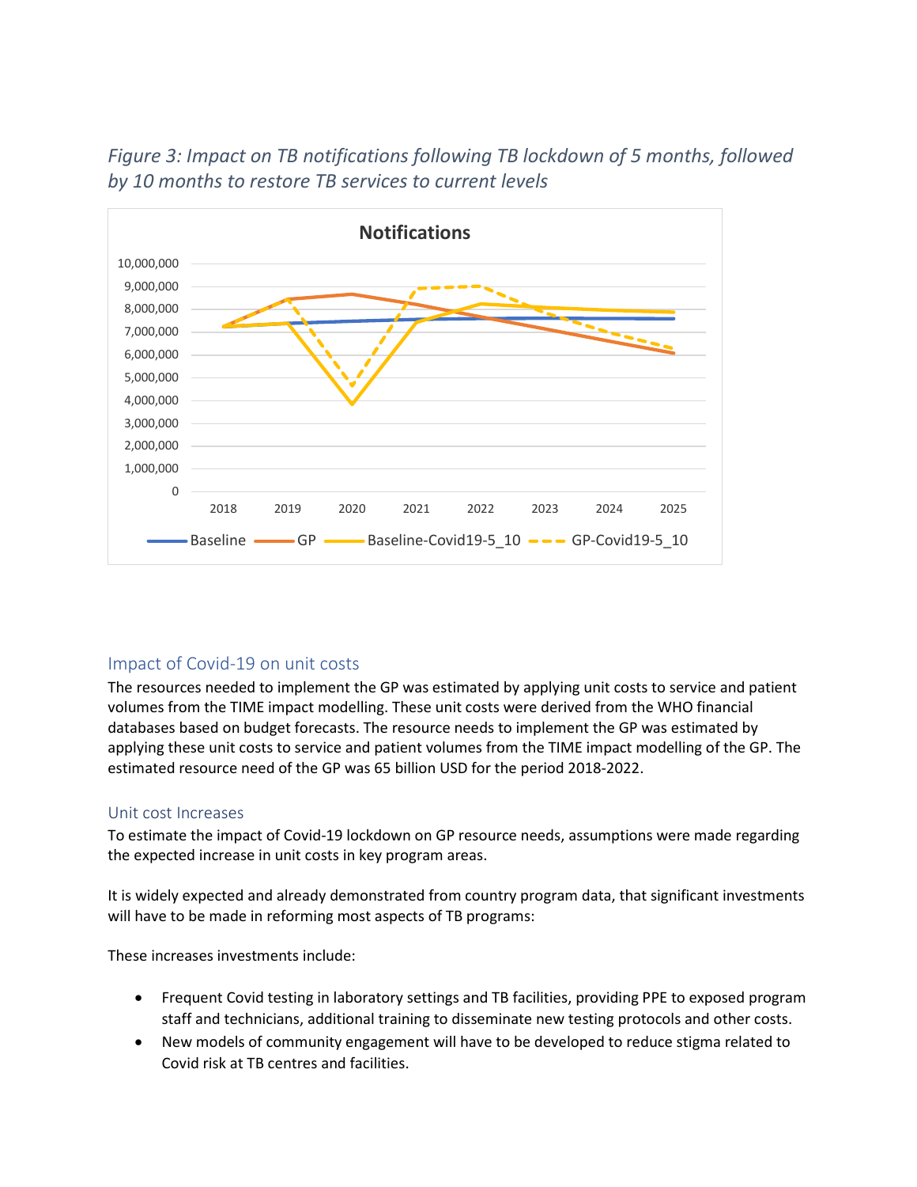*Figure 3: Impact on TB notifications following TB lockdown of 5 months, followed by 10 months to restore TB services to current levels*

### Impact of Covid-19 on unit costs

The resources needed to implement the GP was estimated by applying unit costs to service and patient volumes from the TIME impact modelling. These unit costs were derived from the WHO financial databases based on budget forecasts. The resource needs to implement the GP was estimated by applying these unit costs to service and patient volumes from the TIME impact modelling of the GP. The estimated resource need of the GP was 65 billion USD for the period 2018-2022.

#### Unit cost Increases

To estimate the impact of Covid-19 lockdown on GP resource needs, assumptions were made regarding the expected increase in unit costs in key program areas.

It is widely expected and already demonstrated from country program data, that significant investments will have to be made in reforming most aspects of TB programs:

These increases investments include:

- Frequent Covid testing in laboratory settings and TB facilities, providing PPE to exposed program staff and technicians, additional training to disseminate new testing protocols and other costs.
- New models of community engagement will have to be developed to reduce stigma related to Covid risk at TB centres and facilities.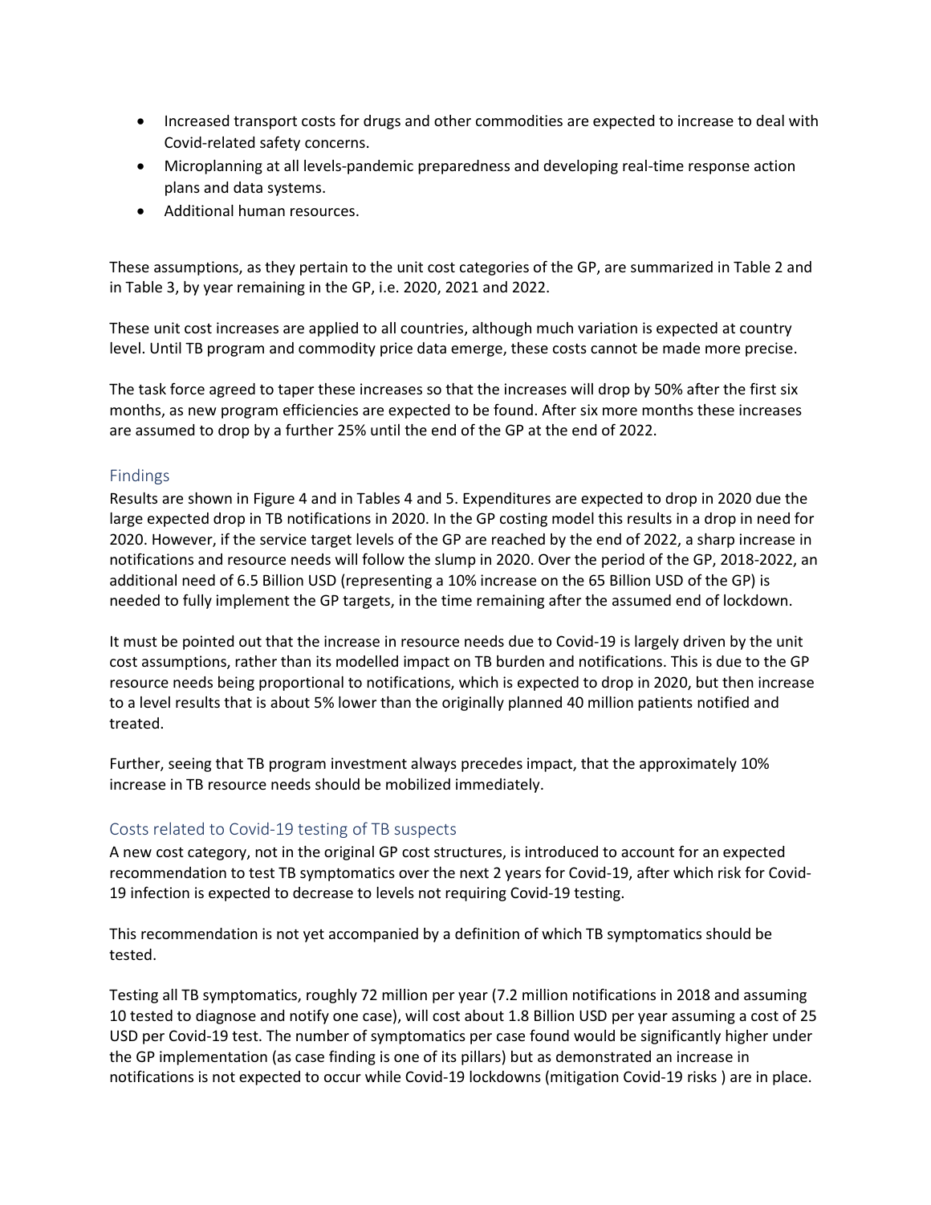- Increased transport costs for drugs and other commodities are expected to increase to deal with Covid-related safety concerns.
- Microplanning at all levels-pandemic preparedness and developing real-time response action plans and data systems.
- Additional human resources.

These assumptions, as they pertain to the unit cost categories of the GP, are summarized in Table 2 and in Table 3, by year remaining in the GP, i.e. 2020, 2021 and 2022.

These unit cost increases are applied to all countries, although much variation is expected at country level. Until TB program and commodity price data emerge, these costs cannot be made more precise.

The task force agreed to taper these increases so that the increases will drop by 50% after the first six months, as new program efficiencies are expected to be found. After six more months these increases are assumed to drop by a further 25% until the end of the GP at the end of 2022.

## Findings

Results are shown in Figure 4 and in Tables 4 and 5. Expenditures are expected to drop in 2020 due the large expected drop in TB notifications in 2020. In the GP costing model this results in a drop in need for 2020. However, if the service target levels of the GP are reached by the end of 2022, a sharp increase in notifications and resource needs will follow the slump in 2020. Over the period of the GP, 2018-2022, an additional need of 6.5 Billion USD (representing a 10% increase on the 65 Billion USD of the GP) is needed to fully implement the GP targets, in the time remaining after the assumed end of lockdown.

It must be pointed out that the increase in resource needs due to Covid-19 is largely driven by the unit cost assumptions, rather than its modelled impact on TB burden and notifications. This is due to the GP resource needs being proportional to notifications, which is expected to drop in 2020, but then increase to a level results that is about 5% lower than the originally planned 40 million patients notified and treated.

Further, seeing that TB program investment always precedes impact, that the approximately 10% increase in TB resource needs should be mobilized immediately.

## Costs related to Covid-19 testing of TB suspects

A new cost category, not in the original GP cost structures, is introduced to account for an expected recommendation to test TB symptomatics over the next 2 years for Covid-19, after which risk for Covid-19 infection is expected to decrease to levels not requiring Covid-19 testing.

This recommendation is not yet accompanied by a definition of which TB symptomatics should be tested.

Testing all TB symptomatics, roughly 72 million per year (7.2 million notifications in 2018 and assuming 10 tested to diagnose and notify one case), will cost about 1.8 Billion USD per year assuming a cost of 25 USD per Covid-19 test. The number of symptomatics per case found would be significantly higher under the GP implementation (as case finding is one of its pillars) but as demonstrated an increase in notifications is not expected to occur while Covid-19 lockdowns (mitigation Covid-19 risks ) are in place.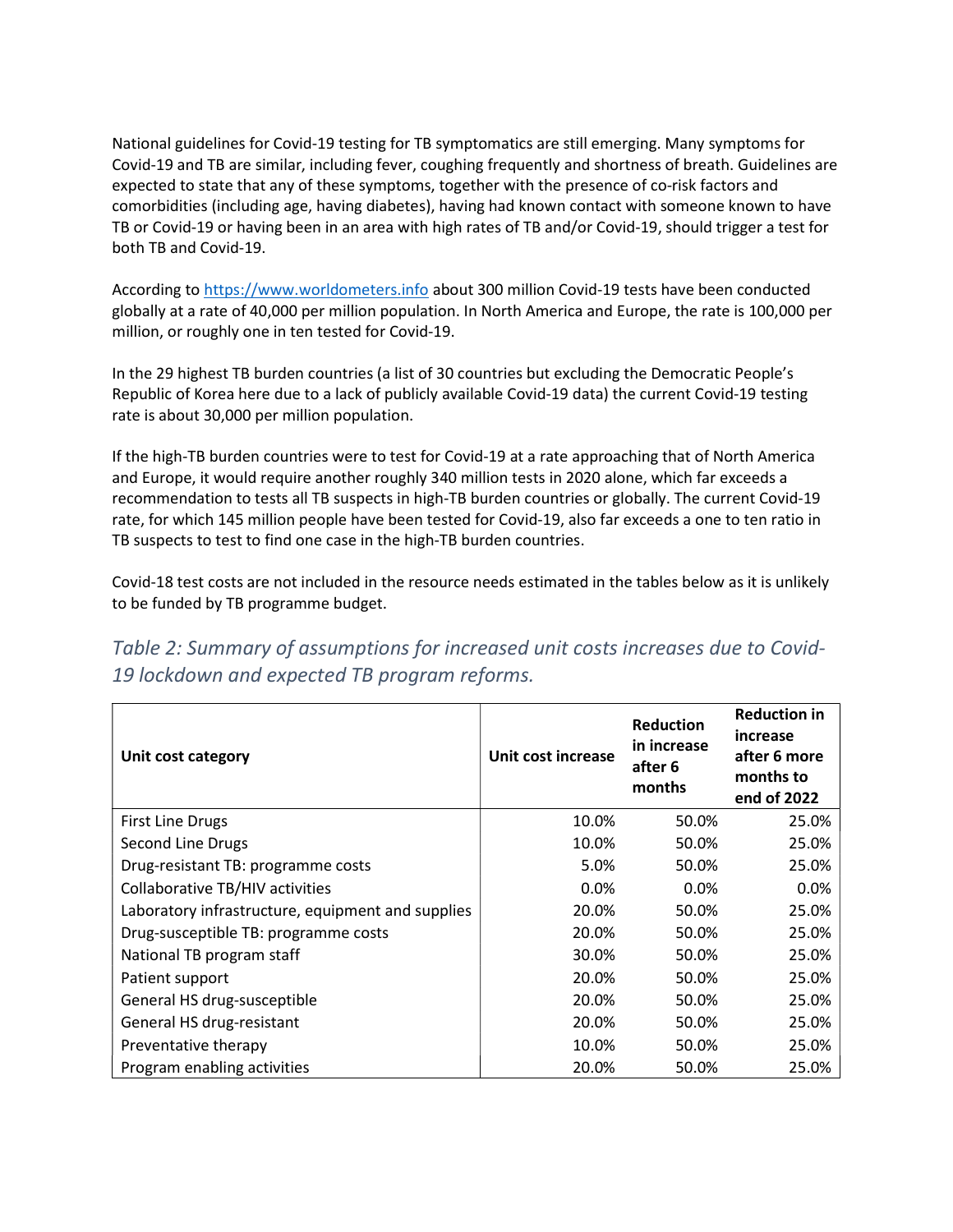National guidelines for Covid-19 testing for TB symptomatics are still emerging. Many symptoms for Covid-19 and TB are similar, including fever, coughing frequently and shortness of breath. Guidelines are expected to state that any of these symptoms, together with the presence of co-risk factors and comorbidities (including age, having diabetes), having had known contact with someone known to have TB or Covid-19 or having been in an area with high rates of TB and/or Covid-19, should trigger a test for both TB and Covid-19.

According to https://www.worldometers.info about 300 million Covid-19 tests have been conducted globally at a rate of 40,000 per million population. In North America and Europe, the rate is 100,000 per million, or roughly one in ten tested for Covid-19.

In the 29 highest TB burden countries (a list of 30 countries but excluding the Democratic People's Republic of Korea here due to a lack of publicly available Covid-19 data) the current Covid-19 testing rate is about 30,000 per million population.

If the high-TB burden countries were to test for Covid-19 at a rate approaching that of North America and Europe, it would require another roughly 340 million tests in 2020 alone, which far exceeds a recommendation to tests all TB suspects in high-TB burden countries or globally. The current Covid-19 rate, for which 145 million people have been tested for Covid-19, also far exceeds a one to ten ratio in TB suspects to test to find one case in the high-TB burden countries.

Covid-18 test costs are not included in the resource needs estimated in the tables below as it is unlikely to be funded by TB programme budget.

## *Table 2: Summary of assumptions for increased unit costs increases due to Covid-19 lockdown and expected TB program reforms.*

| Unit cost category | Unit cost increase | Reduction in increase after 6 months | Reduction in increase after 6 more months to end of 2022 |
|---|---|---|---|
| First Line Drugs | 10.0% | 50.0% | 25.0% |
| Second Line Drugs | 10.0% | 50.0% | 25.0% |
| Drug-resistant TB: programme costs | 5.0% | 50.0% | 25.0% |
| Collaborative TB/HIV activities | 0.0% | 0.0% | 0.0% |
| Laboratory infrastructure, equipment and supplies | 20.0% | 50.0% | 25.0% |
| Drug-susceptible TB: programme costs | 20.0% | 50.0% | 25.0% |
| National TB program staff | 30.0% | 50.0% | 25.0% |
| Patient support | 20.0% | 50.0% | 25.0% |
| General HS drug-susceptible | 20.0% | 50.0% | 25.0% |
| General HS drug-resistant | 20.0% | 50.0% | 25.0% |
| Preventative therapy | 10.0% | 50.0% | 25.0% |
| Program enabling activities | 20.0% | 50.0% | 25.0% |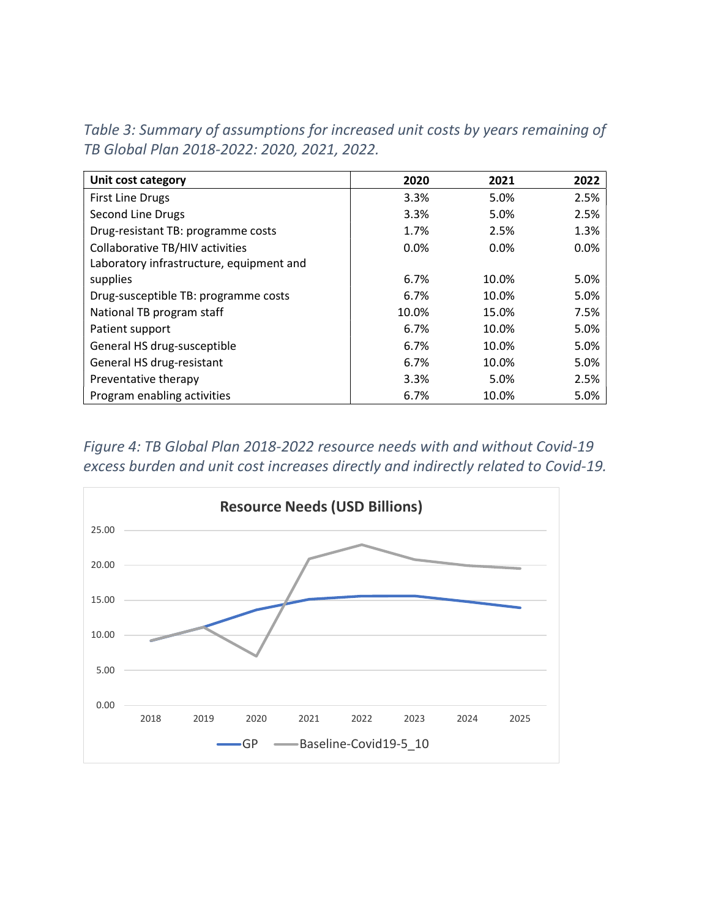*Table 3: Summary of assumptions for increased unit costs by years remaining of TB Global Plan 2018-2022: 2020, 2021, 2022.*

| Unit cost category | 2020 | 2021 | 2022 |
|---|---|---|---|
| First Line Drugs | 3.3% | 5.0% | 2.5% |
| Second Line Drugs | 3.3% | 5.0% | 2.5% |
| Drug-resistant TB: programme costs | 1.7% | 2.5% | 1.3% |
| Collaborative TB/HIV activities | 0.0% | 0.0% | 0.0% |
| Laboratory infrastructure, equipment and supplies | 6.7% | 10.0% | 5.0% |
| Drug-susceptible TB: programme costs | 6.7% | 10.0% | 5.0% |
| National TB program staff | 10.0% | 15.0% | 7.5% |
| Patient support | 6.7% | 10.0% | 5.0% |
| General HS drug-susceptible | 6.7% | 10.0% | 5.0% |
| General HS drug-resistant | 6.7% | 10.0% | 5.0% |
| Preventative therapy | 3.3% | 5.0% | 2.5% |
| Program enabling activities | 6.7% | 10.0% | 5.0% |

*Figure 4: TB Global Plan 2018-2022 resource needs with and without Covid-19 excess burden and unit cost increases directly and indirectly related to Covid-19.*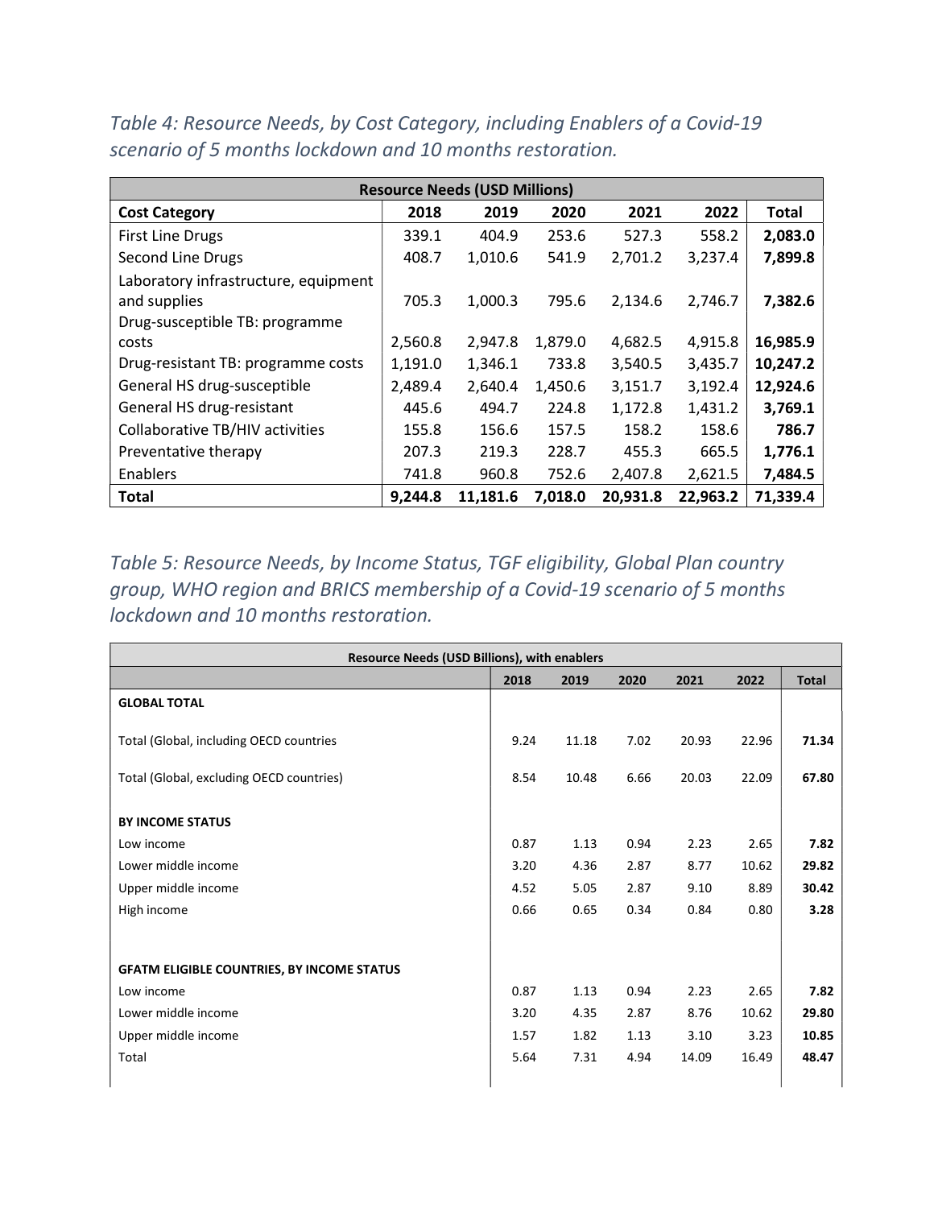*Table 4: Resource Needs, by Cost Category, including Enablers of a Covid-19 scenario of 5 months lockdown and 10 months restoration.*

| Resource Needs (USD Millions) | | | | | | |
|---|---|---|---|---|---|---|
| **Cost Category** | **2018** | **2019** | **2020** | **2021** | **2022** | **Total** |
| First Line Drugs | 339.1 | 404.9 | 253.6 | 527.3 | 558.2 | **2,083.0** |
| Second Line Drugs | 408.7 | 1,010.6 | 541.9 | 2,701.2 | 3,237.4 | **7,899.8** |
| Laboratory infrastructure, equipment and supplies | 705.3 | 1,000.3 | 795.6 | 2,134.6 | 2,746.7 | **7,382.6** |
| Drug-susceptible TB: programme costs | 2,560.8 | 2,947.8 | 1,879.0 | 4,682.5 | 4,915.8 | **16,985.9** |
| Drug-resistant TB: programme costs | 1,191.0 | 1,346.1 | 733.8 | 3,540.5 | 3,435.7 | **10,247.2** |
| General HS drug-susceptible | 2,489.4 | 2,640.4 | 1,450.6 | 3,151.7 | 3,192.4 | **12,924.6** |
| General HS drug-resistant | 445.6 | 494.7 | 224.8 | 1,172.8 | 1,431.2 | **3,769.1** |
| Collaborative TB/HIV activities | 155.8 | 156.6 | 157.5 | 158.2 | 158.6 | **786.7** |
| Preventative therapy | 207.3 | 219.3 | 228.7 | 455.3 | 665.5 | **1,776.1** |
| Enablers | 741.8 | 960.8 | 752.6 | 2,407.8 | 2,621.5 | **7,484.5** |
| **Total** | **9,244.8** | **11,181.6** | **7,018.0** | **20,931.8** | **22,963.2** | **71,339.4** |

*Table 5: Resource Needs, by Income Status, TGF eligibility, Global Plan country group, WHO region and BRICS membership of a Covid-19 scenario of 5 months lockdown and 10 months restoration.*

| Resource Needs (USD Billions), with enablers | | | | | | |
|---|---|---|---|---|---|---|
| | **2018** | **2019** | **2020** | **2021** | **2022** | **Total** |
| **GLOBAL TOTAL** | | | | | | |
| Total (Global, including OECD countries) | 9.24 | 11.18 | 7.02 | 20.93 | 22.96 | **71.34** |
| Total (Global, excluding OECD countries) | 8.54 | 10.48 | 6.66 | 20.03 | 22.09 | **67.80** |
| **BY INCOME STATUS** | | | | | | |
| Low income | 0.87 | 1.13 | 0.94 | 2.23 | 2.65 | **7.82** |
| Lower middle income | 3.20 | 4.36 | 2.87 | 8.77 | 10.62 | **29.82** |
| Upper middle income | 4.52 | 5.05 | 2.87 | 9.10 | 8.89 | **30.42** |
| High income | 0.66 | 0.65 | 0.34 | 0.84 | 0.80 | **3.28** |
| **GFATM ELIGIBLE COUNTRIES, BY INCOME STATUS** | | | | | | |
| Low income | 0.87 | 1.13 | 0.94 | 2.23 | 2.65 | **7.82** |
| Lower middle income | 3.20 | 4.35 | 2.87 | 8.76 | 10.62 | **29.80** |
| Upper middle income | 1.57 | 1.82 | 1.13 | 3.10 | 3.23 | **10.85** |
| Total | 5.64 | 7.31 | 4.94 | 14.09 | 16.49 | **48.47** |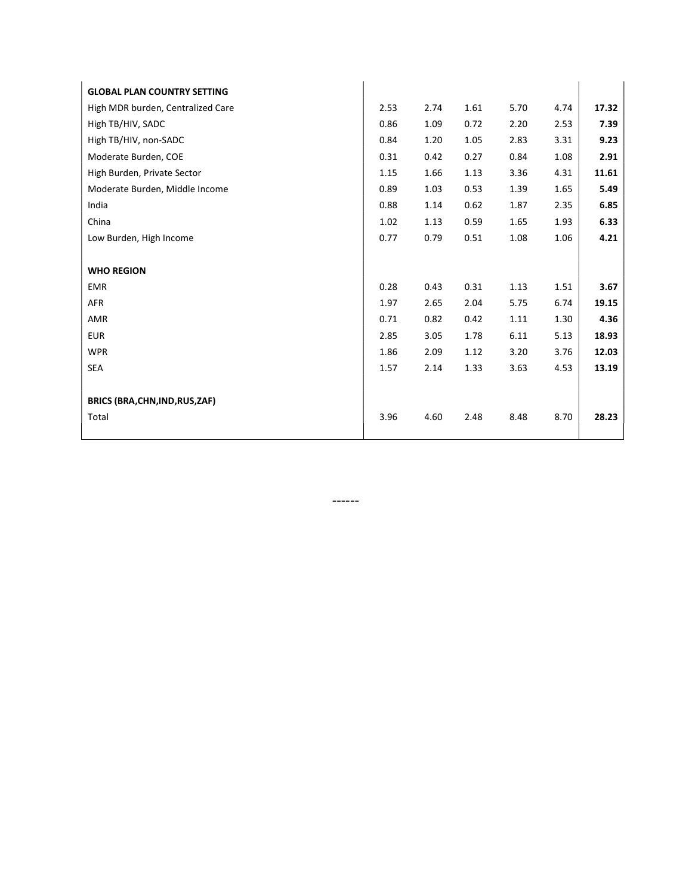| | | | | | | |
|---|---|---|---|---|---|---|
| **GLOBAL PLAN COUNTRY SETTING** | | | | | | |
| High MDR burden, Centralized Care | 2.53 | 2.74 | 1.61 | 5.70 | 4.74 | **17.32** |
| High TB/HIV, SADC | 0.86 | 1.09 | 0.72 | 2.20 | 2.53 | **7.39** |
| High TB/HIV, non-SADC | 0.84 | 1.20 | 1.05 | 2.83 | 3.31 | **9.23** |
| Moderate Burden, COE | 0.31 | 0.42 | 0.27 | 0.84 | 1.08 | **2.91** |
| High Burden, Private Sector | 1.15 | 1.66 | 1.13 | 3.36 | 4.31 | **11.61** |
| Moderate Burden, Middle Income | 0.89 | 1.03 | 0.53 | 1.39 | 1.65 | **5.49** |
| India | 0.88 | 1.14 | 0.62 | 1.87 | 2.35 | **6.85** |
| China | 1.02 | 1.13 | 0.59 | 1.65 | 1.93 | **6.33** |
| Low Burden, High Income | 0.77 | 0.79 | 0.51 | 1.08 | 1.06 | **4.21** |
| | | | | | | |
| **WHO REGION** | | | | | | |
| EMR | 0.28 | 0.43 | 0.31 | 1.13 | 1.51 | **3.67** |
| AFR | 1.97 | 2.65 | 2.04 | 5.75 | 6.74 | **19.15** |
| AMR | 0.71 | 0.82 | 0.42 | 1.11 | 1.30 | **4.36** |
| EUR | 2.85 | 3.05 | 1.78 | 6.11 | 5.13 | **18.93** |
| WPR | 1.86 | 2.09 | 1.12 | 3.20 | 3.76 | **12.03** |
| SEA | 1.57 | 2.14 | 1.33 | 3.63 | 4.53 | **13.19** |
| | | | | | | |
| **BRICS (BRA,CHN,IND,RUS,ZAF)** | | | | | | |
| Total | 3.96 | 4.60 | 2.48 | 8.48 | 8.70 | **28.23** |

------